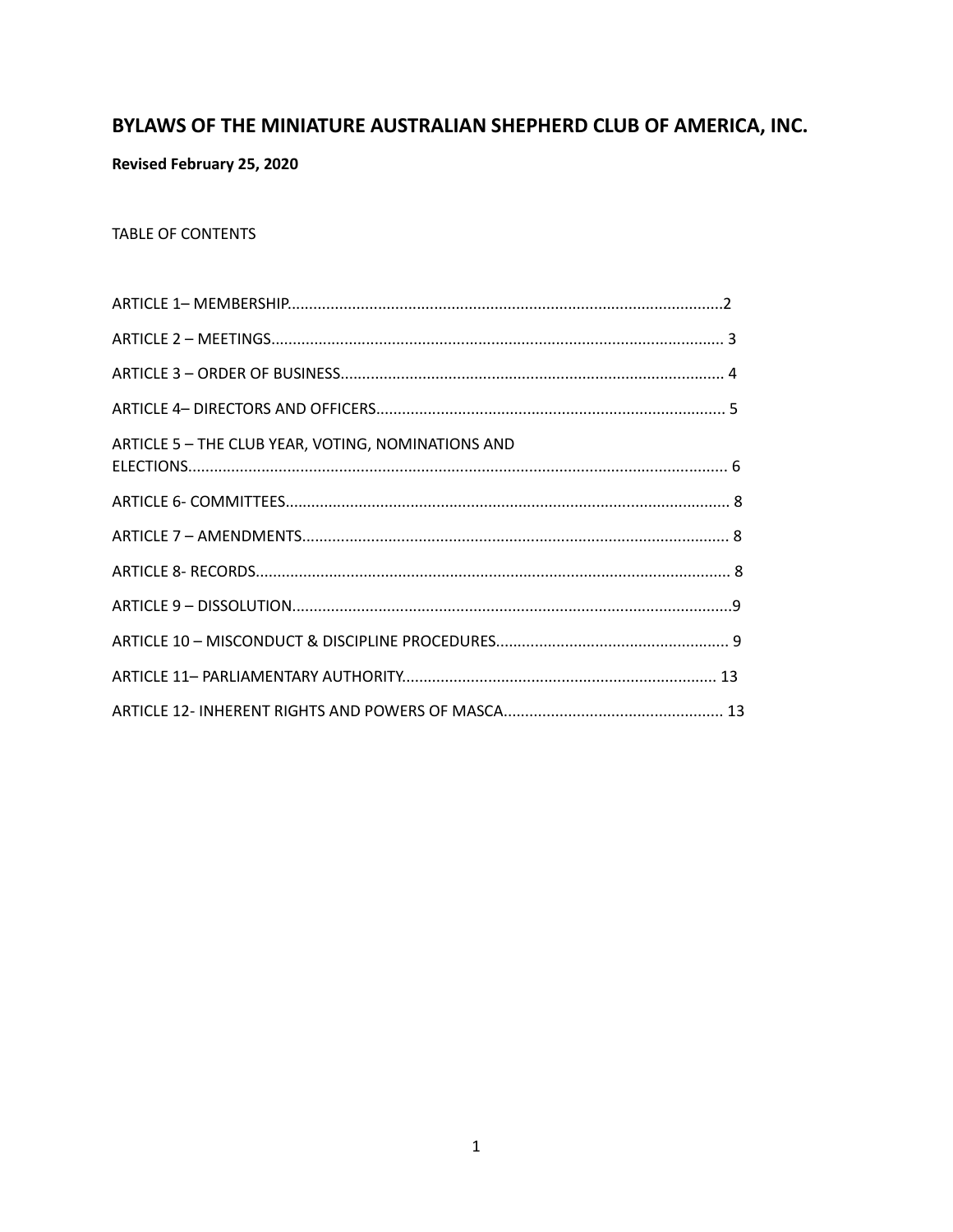# BYLAWS OF THE MINIATURE AUSTRALIAN SHEPHERD CLUB OF AMERICA, INC.

**Revised February 25, 2020**

TABLE OF CONTENTS

ARTICLE 1– MEMBERSHIP....................................................................................................2

ARTICLE 2 – MEETINGS........................................................................................................ 3

ARTICLE 3 – ORDER OF BUSINESS........................................................................................ 4

ARTICLE 4– DIRECTORS AND OFFICERS................................................................................ 5

ARTICLE 5 – THE CLUB YEAR, VOTING, NOMINATIONS AND ELECTIONS............................................................................................................................ 6

ARTICLE 6- COMMITTEES...................................................................................................... 8

ARTICLE 7 – AMENDMENTS.................................................................................................. 8

ARTICLE 8- RECORDS............................................................................................................. 8

ARTICLE 9 – DISSOLUTION.....................................................................................................9

ARTICLE 10 – MISCONDUCT & DISCIPLINE PROCEDURES...................................................... 9

ARTICLE 11– PARLIAMENTARY AUTHORITY........................................................................ 13

ARTICLE 12- INHERENT RIGHTS AND POWERS OF MASCA.................................................. 13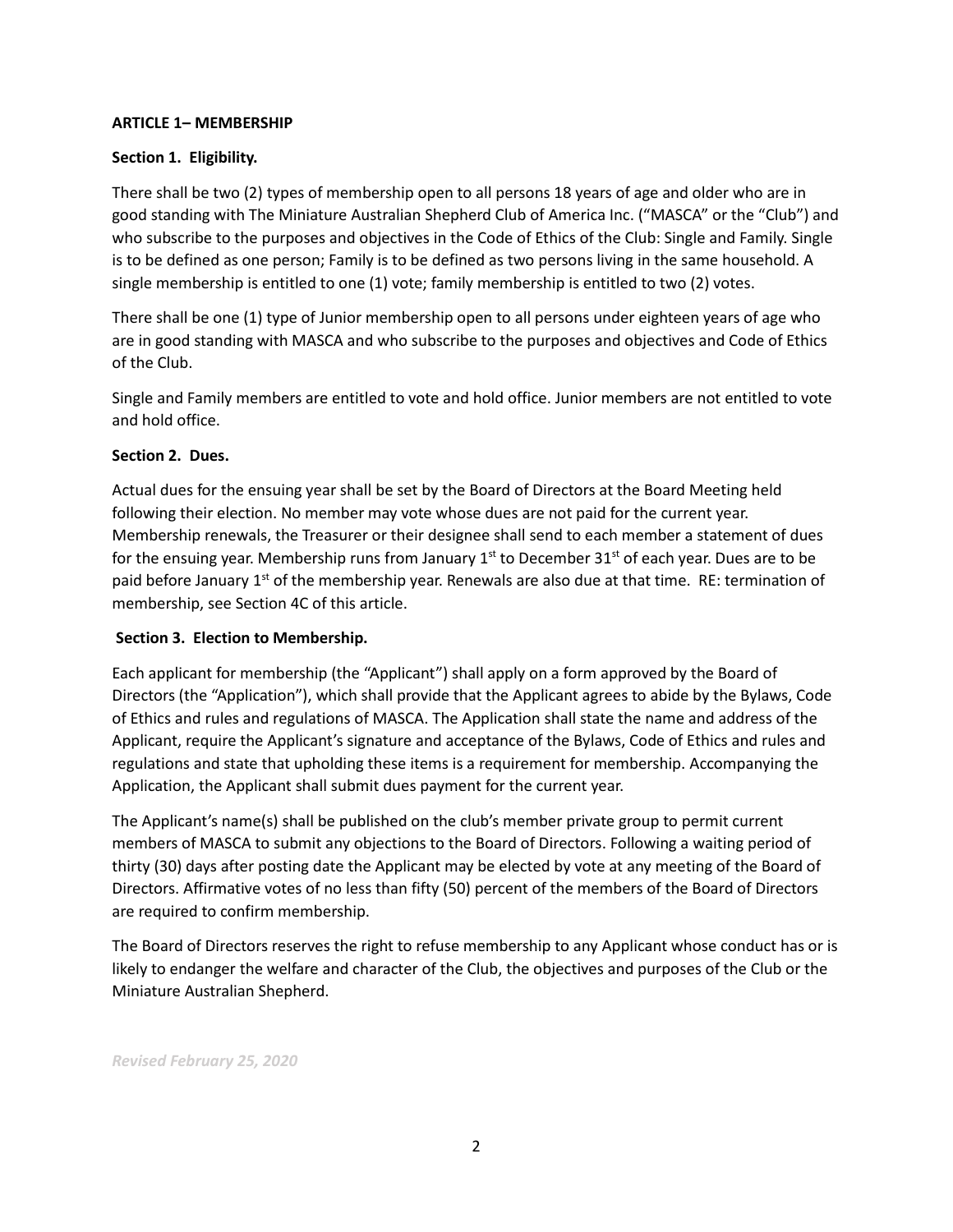**ARTICLE 1– MEMBERSHIP**

**Section 1. Eligibility.**

There shall be two (2) types of membership open to all persons 18 years of age and older who are in good standing with The Miniature Australian Shepherd Club of America Inc. ("MASCA" or the "Club") and who subscribe to the purposes and objectives in the Code of Ethics of the Club: Single and Family. Single is to be defined as one person; Family is to be defined as two persons living in the same household. A single membership is entitled to one (1) vote; family membership is entitled to two (2) votes.

There shall be one (1) type of Junior membership open to all persons under eighteen years of age who are in good standing with MASCA and who subscribe to the purposes and objectives and Code of Ethics of the Club.

Single and Family members are entitled to vote and hold office. Junior members are not entitled to vote and hold office.

**Section 2. Dues.**

Actual dues for the ensuing year shall be set by the Board of Directors at the Board Meeting held following their election. No member may vote whose dues are not paid for the current year. Membership renewals, the Treasurer or their designee shall send to each member a statement of dues for the ensuing year. Membership runs from January 1st to December 31st of each year. Dues are to be paid before January 1st of the membership year. Renewals are also due at that time. RE: termination of membership, see Section 4C of this article.

**Section 3. Election to Membership.**

Each applicant for membership (the "Applicant") shall apply on a form approved by the Board of Directors (the "Application"), which shall provide that the Applicant agrees to abide by the Bylaws, Code of Ethics and rules and regulations of MASCA. The Application shall state the name and address of the Applicant, require the Applicant's signature and acceptance of the Bylaws, Code of Ethics and rules and regulations and state that upholding these items is a requirement for membership. Accompanying the Application, the Applicant shall submit dues payment for the current year.

The Applicant's name(s) shall be published on the club's member private group to permit current members of MASCA to submit any objections to the Board of Directors. Following a waiting period of thirty (30) days after posting date the Applicant may be elected by vote at any meeting of the Board of Directors. Affirmative votes of no less than fifty (50) percent of the members of the Board of Directors are required to confirm membership.

The Board of Directors reserves the right to refuse membership to any Applicant whose conduct has or is likely to endanger the welfare and character of the Club, the objectives and purposes of the Club or the Miniature Australian Shepherd.

*Revised February 25, 2020*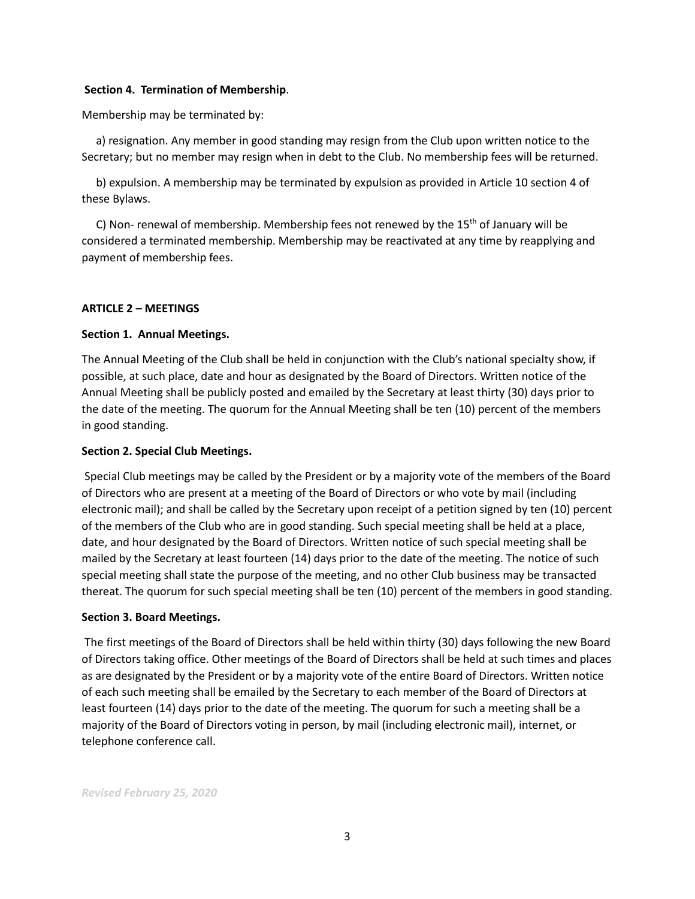**Section 4. Termination of Membership**.

Membership may be terminated by:

a) resignation. Any member in good standing may resign from the Club upon written notice to the Secretary; but no member may resign when in debt to the Club. No membership fees will be returned.

b) expulsion. A membership may be terminated by expulsion as provided in Article 10 section 4 of these Bylaws.

C) Non- renewal of membership. Membership fees not renewed by the 15th of January will be considered a terminated membership. Membership may be reactivated at any time by reapplying and payment of membership fees.

**ARTICLE 2 – MEETINGS**

**Section 1. Annual Meetings.**

The Annual Meeting of the Club shall be held in conjunction with the Club's national specialty show, if possible, at such place, date and hour as designated by the Board of Directors. Written notice of the Annual Meeting shall be publicly posted and emailed by the Secretary at least thirty (30) days prior to the date of the meeting. The quorum for the Annual Meeting shall be ten (10) percent of the members in good standing.

**Section 2. Special Club Meetings.**

Special Club meetings may be called by the President or by a majority vote of the members of the Board of Directors who are present at a meeting of the Board of Directors or who vote by mail (including electronic mail); and shall be called by the Secretary upon receipt of a petition signed by ten (10) percent of the members of the Club who are in good standing. Such special meeting shall be held at a place, date, and hour designated by the Board of Directors. Written notice of such special meeting shall be mailed by the Secretary at least fourteen (14) days prior to the date of the meeting. The notice of such special meeting shall state the purpose of the meeting, and no other Club business may be transacted thereat. The quorum for such special meeting shall be ten (10) percent of the members in good standing.

**Section 3. Board Meetings.**

The first meetings of the Board of Directors shall be held within thirty (30) days following the new Board of Directors taking office. Other meetings of the Board of Directors shall be held at such times and places as are designated by the President or by a majority vote of the entire Board of Directors. Written notice of each such meeting shall be emailed by the Secretary to each member of the Board of Directors at least fourteen (14) days prior to the date of the meeting. The quorum for such a meeting shall be a majority of the Board of Directors voting in person, by mail (including electronic mail), internet, or telephone conference call.

*Revised February 25, 2020*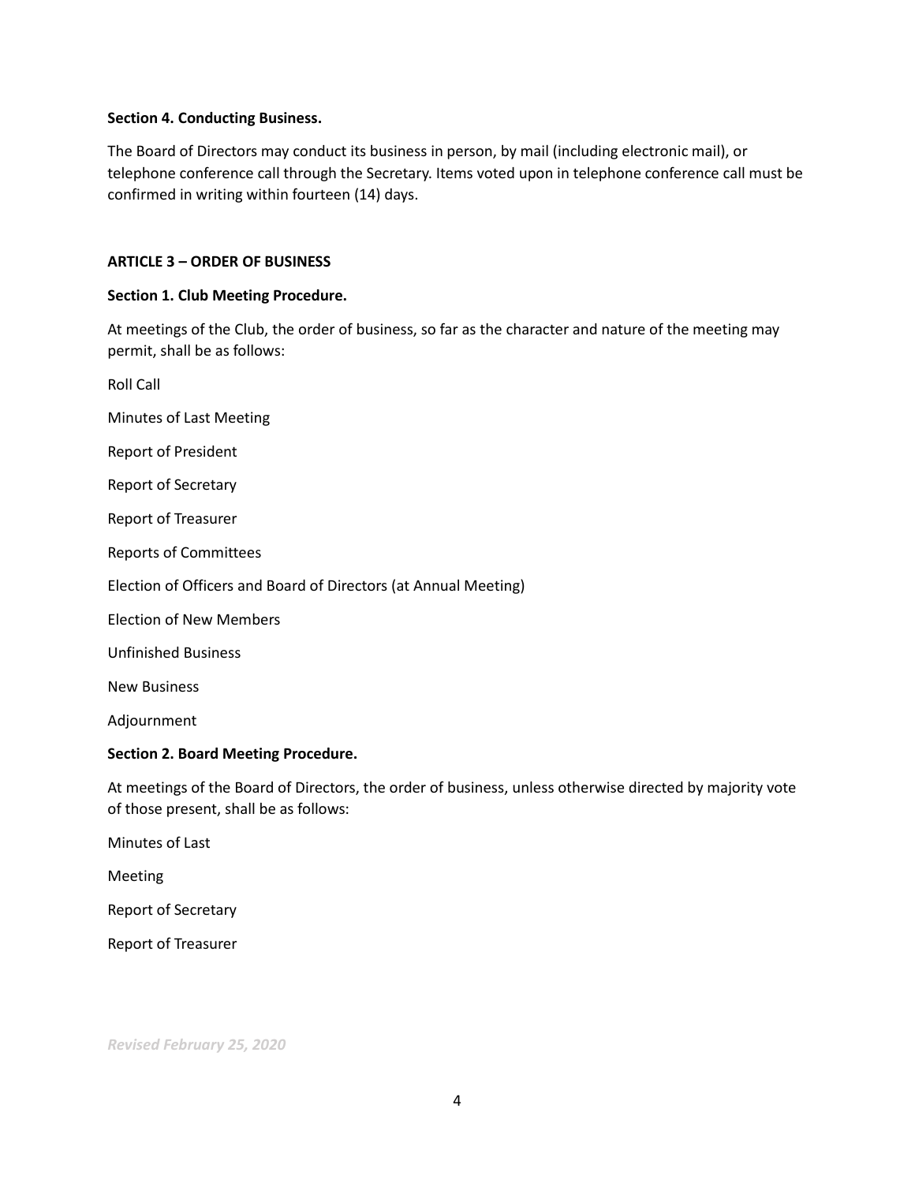**Section 4. Conducting Business.**

The Board of Directors may conduct its business in person, by mail (including electronic mail), or telephone conference call through the Secretary. Items voted upon in telephone conference call must be confirmed in writing within fourteen (14) days.

## ARTICLE 3 – ORDER OF BUSINESS

**Section 1. Club Meeting Procedure.**

At meetings of the Club, the order of business, so far as the character and nature of the meeting may permit, shall be as follows:

Roll Call

Minutes of Last Meeting

Report of President

Report of Secretary

Report of Treasurer

Reports of Committees

Election of Officers and Board of Directors (at Annual Meeting)

Election of New Members

Unfinished Business

New Business

Adjournment

**Section 2. Board Meeting Procedure.**

At meetings of the Board of Directors, the order of business, unless otherwise directed by majority vote of those present, shall be as follows:

Minutes of Last

Meeting

Report of Secretary

Report of Treasurer

*Revised February 25, 2020*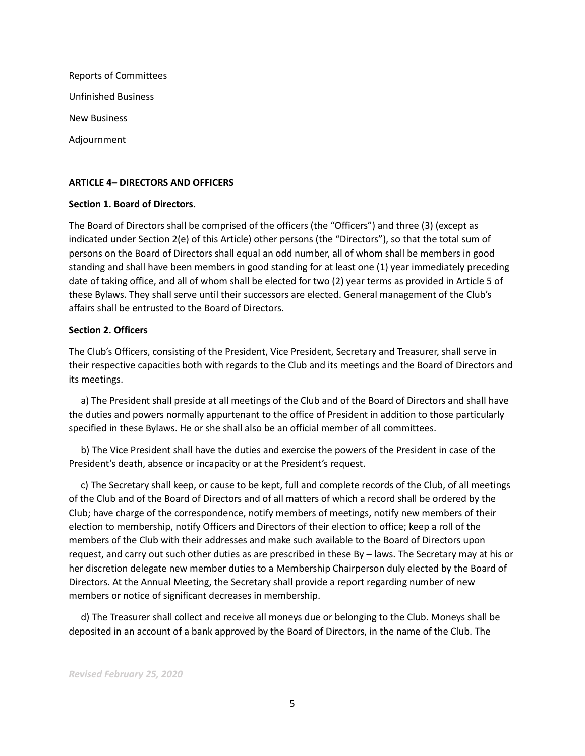Reports of Committees

Unfinished Business

New Business

Adjournment

**ARTICLE 4– DIRECTORS AND OFFICERS**

**Section 1. Board of Directors.**

The Board of Directors shall be comprised of the officers (the "Officers") and three (3) (except as indicated under Section 2(e) of this Article) other persons (the "Directors"), so that the total sum of persons on the Board of Directors shall equal an odd number, all of whom shall be members in good standing and shall have been members in good standing for at least one (1) year immediately preceding date of taking office, and all of whom shall be elected for two (2) year terms as provided in Article 5 of these Bylaws. They shall serve until their successors are elected. General management of the Club's affairs shall be entrusted to the Board of Directors.

**Section 2. Officers**

The Club's Officers, consisting of the President, Vice President, Secretary and Treasurer, shall serve in their respective capacities both with regards to the Club and its meetings and the Board of Directors and its meetings.

a) The President shall preside at all meetings of the Club and of the Board of Directors and shall have the duties and powers normally appurtenant to the office of President in addition to those particularly specified in these Bylaws. He or she shall also be an official member of all committees.

b) The Vice President shall have the duties and exercise the powers of the President in case of the President's death, absence or incapacity or at the President's request.

c) The Secretary shall keep, or cause to be kept, full and complete records of the Club, of all meetings of the Club and of the Board of Directors and of all matters of which a record shall be ordered by the Club; have charge of the correspondence, notify members of meetings, notify new members of their election to membership, notify Officers and Directors of their election to office; keep a roll of the members of the Club with their addresses and make such available to the Board of Directors upon request, and carry out such other duties as are prescribed in these By – laws. The Secretary may at his or her discretion delegate new member duties to a Membership Chairperson duly elected by the Board of Directors. At the Annual Meeting, the Secretary shall provide a report regarding number of new members or notice of significant decreases in membership.

d) The Treasurer shall collect and receive all moneys due or belonging to the Club. Moneys shall be deposited in an account of a bank approved by the Board of Directors, in the name of the Club. The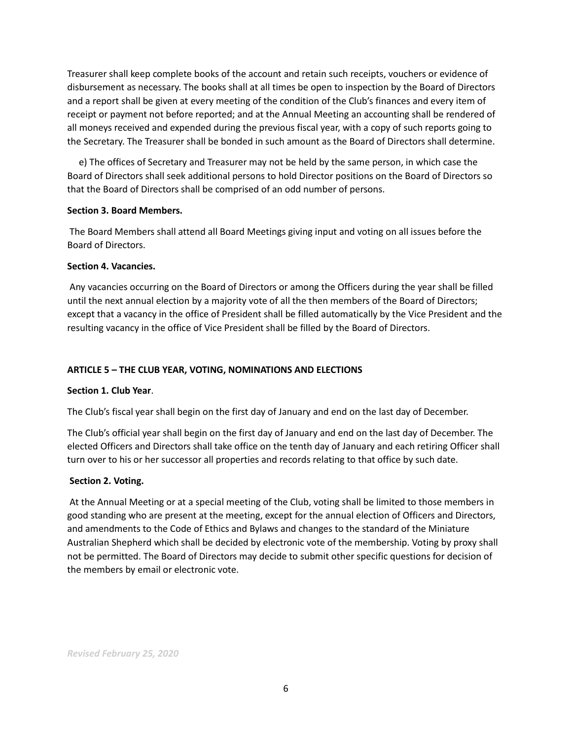Treasurer shall keep complete books of the account and retain such receipts, vouchers or evidence of disbursement as necessary. The books shall at all times be open to inspection by the Board of Directors and a report shall be given at every meeting of the condition of the Club's finances and every item of receipt or payment not before reported; and at the Annual Meeting an accounting shall be rendered of all moneys received and expended during the previous fiscal year, with a copy of such reports going to the Secretary. The Treasurer shall be bonded in such amount as the Board of Directors shall determine.

e) The offices of Secretary and Treasurer may not be held by the same person, in which case the Board of Directors shall seek additional persons to hold Director positions on the Board of Directors so that the Board of Directors shall be comprised of an odd number of persons.

**Section 3. Board Members.**

The Board Members shall attend all Board Meetings giving input and voting on all issues before the Board of Directors.

**Section 4. Vacancies.**

Any vacancies occurring on the Board of Directors or among the Officers during the year shall be filled until the next annual election by a majority vote of all the then members of the Board of Directors; except that a vacancy in the office of President shall be filled automatically by the Vice President and the resulting vacancy in the office of Vice President shall be filled by the Board of Directors.

## ARTICLE 5 – THE CLUB YEAR, VOTING, NOMINATIONS AND ELECTIONS

**Section 1. Club Year**.

The Club's fiscal year shall begin on the first day of January and end on the last day of December.

The Club's official year shall begin on the first day of January and end on the last day of December. The elected Officers and Directors shall take office on the tenth day of January and each retiring Officer shall turn over to his or her successor all properties and records relating to that office by such date.

**Section 2. Voting.**

At the Annual Meeting or at a special meeting of the Club, voting shall be limited to those members in good standing who are present at the meeting, except for the annual election of Officers and Directors, and amendments to the Code of Ethics and Bylaws and changes to the standard of the Miniature Australian Shepherd which shall be decided by electronic vote of the membership. Voting by proxy shall not be permitted. The Board of Directors may decide to submit other specific questions for decision of the members by email or electronic vote.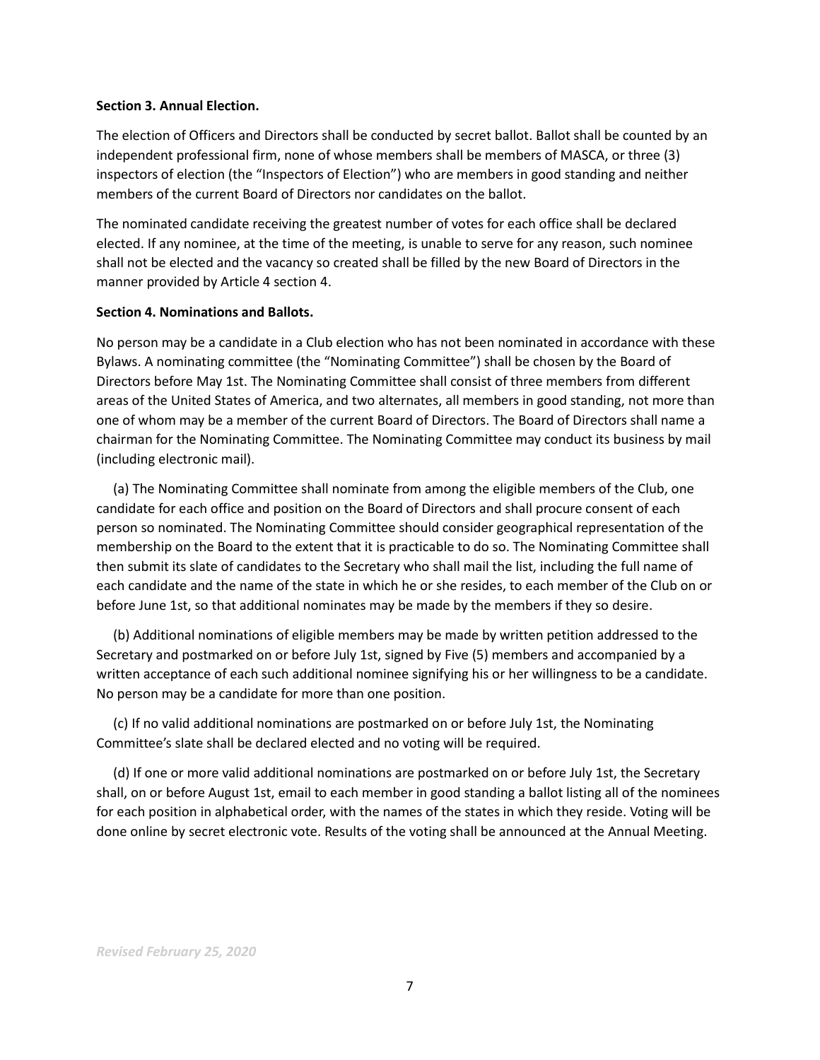**Section 3. Annual Election.**

The election of Officers and Directors shall be conducted by secret ballot. Ballot shall be counted by an independent professional firm, none of whose members shall be members of MASCA, or three (3) inspectors of election (the "Inspectors of Election") who are members in good standing and neither members of the current Board of Directors nor candidates on the ballot.

The nominated candidate receiving the greatest number of votes for each office shall be declared elected. If any nominee, at the time of the meeting, is unable to serve for any reason, such nominee shall not be elected and the vacancy so created shall be filled by the new Board of Directors in the manner provided by Article 4 section 4.

**Section 4. Nominations and Ballots.**

No person may be a candidate in a Club election who has not been nominated in accordance with these Bylaws. A nominating committee (the "Nominating Committee") shall be chosen by the Board of Directors before May 1st. The Nominating Committee shall consist of three members from different areas of the United States of America, and two alternates, all members in good standing, not more than one of whom may be a member of the current Board of Directors. The Board of Directors shall name a chairman for the Nominating Committee. The Nominating Committee may conduct its business by mail (including electronic mail).

(a) The Nominating Committee shall nominate from among the eligible members of the Club, one candidate for each office and position on the Board of Directors and shall procure consent of each person so nominated. The Nominating Committee should consider geographical representation of the membership on the Board to the extent that it is practicable to do so. The Nominating Committee shall then submit its slate of candidates to the Secretary who shall mail the list, including the full name of each candidate and the name of the state in which he or she resides, to each member of the Club on or before June 1st, so that additional nominates may be made by the members if they so desire.

(b) Additional nominations of eligible members may be made by written petition addressed to the Secretary and postmarked on or before July 1st, signed by Five (5) members and accompanied by a written acceptance of each such additional nominee signifying his or her willingness to be a candidate. No person may be a candidate for more than one position.

(c) If no valid additional nominations are postmarked on or before July 1st, the Nominating Committee's slate shall be declared elected and no voting will be required.

(d) If one or more valid additional nominations are postmarked on or before July 1st, the Secretary shall, on or before August 1st, email to each member in good standing a ballot listing all of the nominees for each position in alphabetical order, with the names of the states in which they reside. Voting will be done online by secret electronic vote. Results of the voting shall be announced at the Annual Meeting.

*Revised February 25, 2020*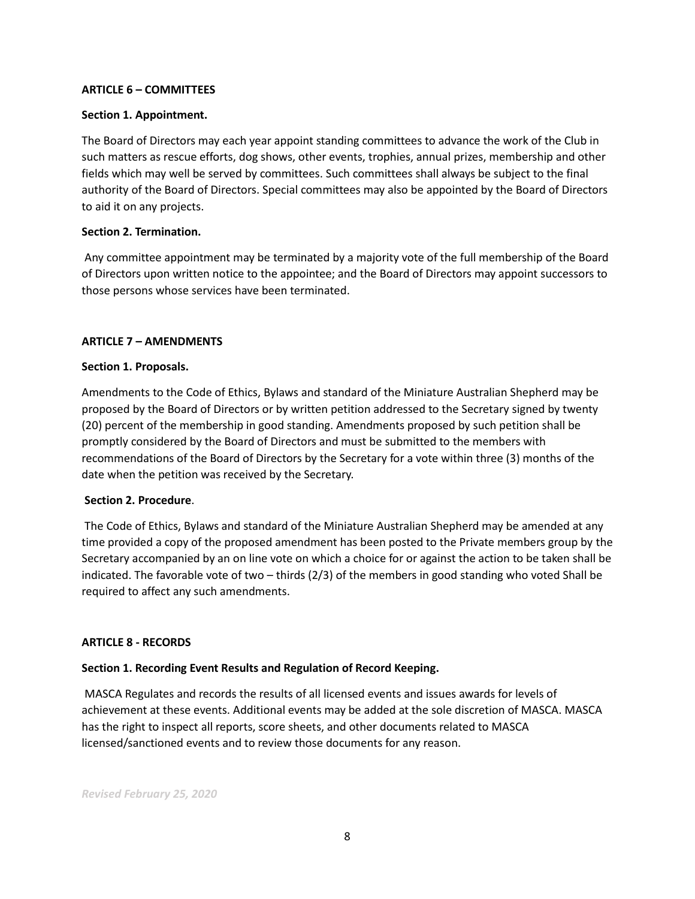**ARTICLE 6 – COMMITTEES**

**Section 1. Appointment.**

The Board of Directors may each year appoint standing committees to advance the work of the Club in such matters as rescue efforts, dog shows, other events, trophies, annual prizes, membership and other fields which may well be served by committees. Such committees shall always be subject to the final authority of the Board of Directors. Special committees may also be appointed by the Board of Directors to aid it on any projects.

**Section 2. Termination.**

Any committee appointment may be terminated by a majority vote of the full membership of the Board of Directors upon written notice to the appointee; and the Board of Directors may appoint successors to those persons whose services have been terminated.

**ARTICLE 7 – AMENDMENTS**

**Section 1. Proposals.**

Amendments to the Code of Ethics, Bylaws and standard of the Miniature Australian Shepherd may be proposed by the Board of Directors or by written petition addressed to the Secretary signed by twenty (20) percent of the membership in good standing. Amendments proposed by such petition shall be promptly considered by the Board of Directors and must be submitted to the members with recommendations of the Board of Directors by the Secretary for a vote within three (3) months of the date when the petition was received by the Secretary.

**Section 2. Procedure**.

The Code of Ethics, Bylaws and standard of the Miniature Australian Shepherd may be amended at any time provided a copy of the proposed amendment has been posted to the Private members group by the Secretary accompanied by an on line vote on which a choice for or against the action to be taken shall be indicated. The favorable vote of two – thirds (2/3) of the members in good standing who voted Shall be required to affect any such amendments.

**ARTICLE 8 - RECORDS**

**Section 1. Recording Event Results and Regulation of Record Keeping.**

MASCA Regulates and records the results of all licensed events and issues awards for levels of achievement at these events. Additional events may be added at the sole discretion of MASCA. MASCA has the right to inspect all reports, score sheets, and other documents related to MASCA licensed/sanctioned events and to review those documents for any reason.

***Revised February 25, 2020***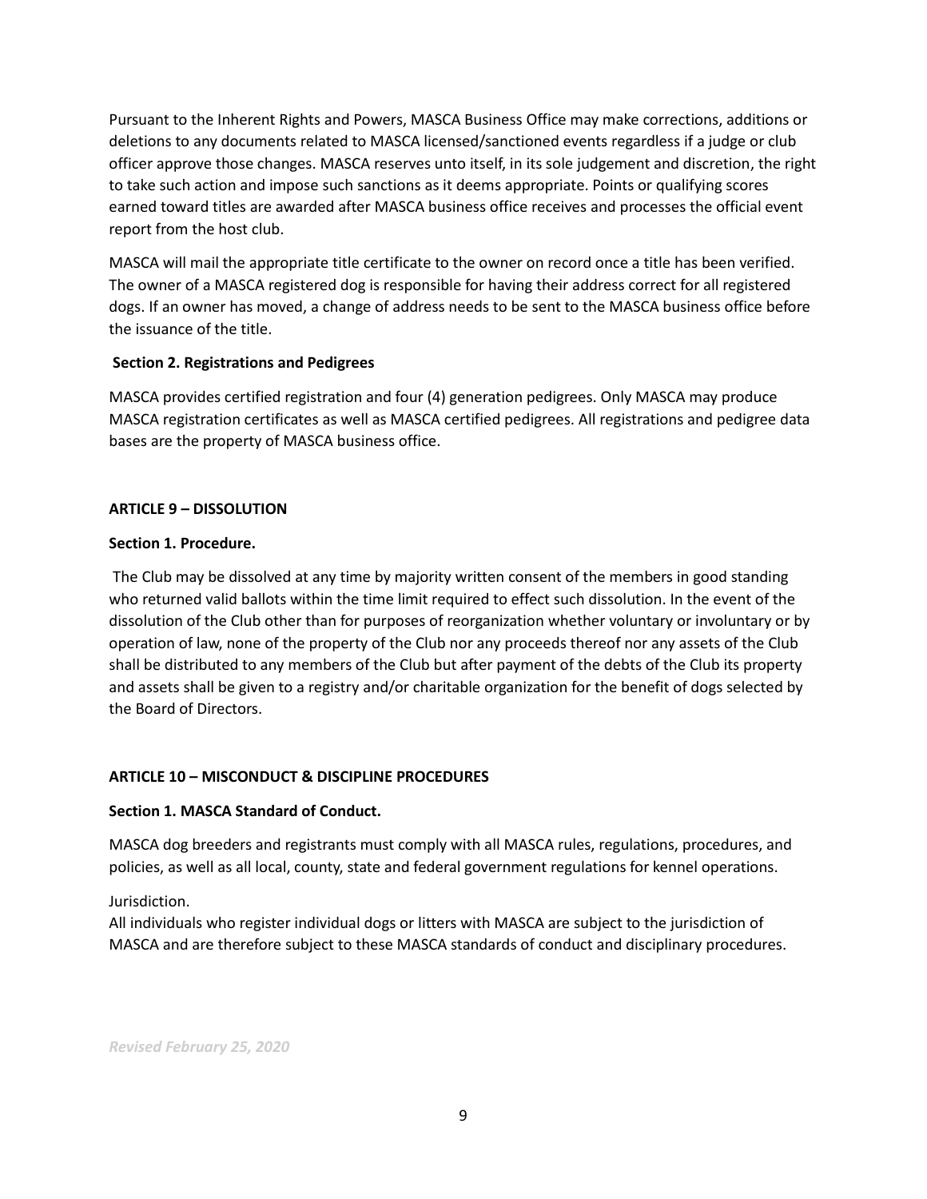Pursuant to the Inherent Rights and Powers, MASCA Business Office may make corrections, additions or deletions to any documents related to MASCA licensed/sanctioned events regardless if a judge or club officer approve those changes. MASCA reserves unto itself, in its sole judgement and discretion, the right to take such action and impose such sanctions as it deems appropriate. Points or qualifying scores earned toward titles are awarded after MASCA business office receives and processes the official event report from the host club.

MASCA will mail the appropriate title certificate to the owner on record once a title has been verified. The owner of a MASCA registered dog is responsible for having their address correct for all registered dogs. If an owner has moved, a change of address needs to be sent to the MASCA business office before the issuance of the title.

**Section 2. Registrations and Pedigrees**

MASCA provides certified registration and four (4) generation pedigrees. Only MASCA may produce MASCA registration certificates as well as MASCA certified pedigrees. All registrations and pedigree data bases are the property of MASCA business office.

## ARTICLE 9 – DISSOLUTION

**Section 1. Procedure.**

The Club may be dissolved at any time by majority written consent of the members in good standing who returned valid ballots within the time limit required to effect such dissolution. In the event of the dissolution of the Club other than for purposes of reorganization whether voluntary or involuntary or by operation of law, none of the property of the Club nor any proceeds thereof nor any assets of the Club shall be distributed to any members of the Club but after payment of the debts of the Club its property and assets shall be given to a registry and/or charitable organization for the benefit of dogs selected by the Board of Directors.

## ARTICLE 10 – MISCONDUCT & DISCIPLINE PROCEDURES

**Section 1. MASCA Standard of Conduct.**

MASCA dog breeders and registrants must comply with all MASCA rules, regulations, procedures, and policies, as well as all local, county, state and federal government regulations for kennel operations.

Jurisdiction.
All individuals who register individual dogs or litters with MASCA are subject to the jurisdiction of MASCA and are therefore subject to these MASCA standards of conduct and disciplinary procedures.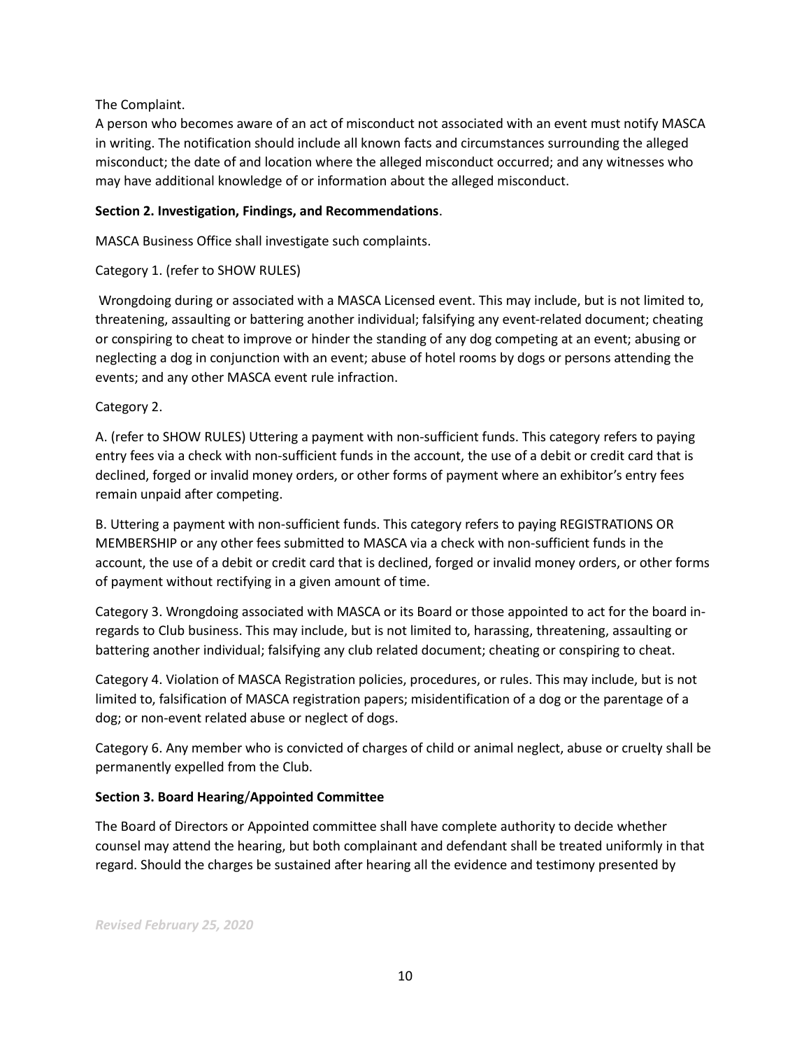The Complaint.

A person who becomes aware of an act of misconduct not associated with an event must notify MASCA in writing. The notification should include all known facts and circumstances surrounding the alleged misconduct; the date of and location where the alleged misconduct occurred; and any witnesses who may have additional knowledge of or information about the alleged misconduct.

**Section 2. Investigation, Findings, and Recommendations**.

MASCA Business Office shall investigate such complaints.

Category 1. (refer to SHOW RULES)

Wrongdoing during or associated with a MASCA Licensed event. This may include, but is not limited to, threatening, assaulting or battering another individual; falsifying any event-related document; cheating or conspiring to cheat to improve or hinder the standing of any dog competing at an event; abusing or neglecting a dog in conjunction with an event; abuse of hotel rooms by dogs or persons attending the events; and any other MASCA event rule infraction.

Category 2.

A. (refer to SHOW RULES) Uttering a payment with non-sufficient funds. This category refers to paying entry fees via a check with non-sufficient funds in the account, the use of a debit or credit card that is declined, forged or invalid money orders, or other forms of payment where an exhibitor's entry fees remain unpaid after competing.

B. Uttering a payment with non-sufficient funds. This category refers to paying REGISTRATIONS OR MEMBERSHIP or any other fees submitted to MASCA via a check with non-sufficient funds in the account, the use of a debit or credit card that is declined, forged or invalid money orders, or other forms of payment without rectifying in a given amount of time.

Category 3. Wrongdoing associated with MASCA or its Board or those appointed to act for the board in-regards to Club business. This may include, but is not limited to, harassing, threatening, assaulting or battering another individual; falsifying any club related document; cheating or conspiring to cheat.

Category 4. Violation of MASCA Registration policies, procedures, or rules. This may include, but is not limited to, falsification of MASCA registration papers; misidentification of a dog or the parentage of a dog; or non-event related abuse or neglect of dogs.

Category 6. Any member who is convicted of charges of child or animal neglect, abuse or cruelty shall be permanently expelled from the Club.

**Section 3. Board Hearing/Appointed Committee**

The Board of Directors or Appointed committee shall have complete authority to decide whether counsel may attend the hearing, but both complainant and defendant shall be treated uniformly in that regard. Should the charges be sustained after hearing all the evidence and testimony presented by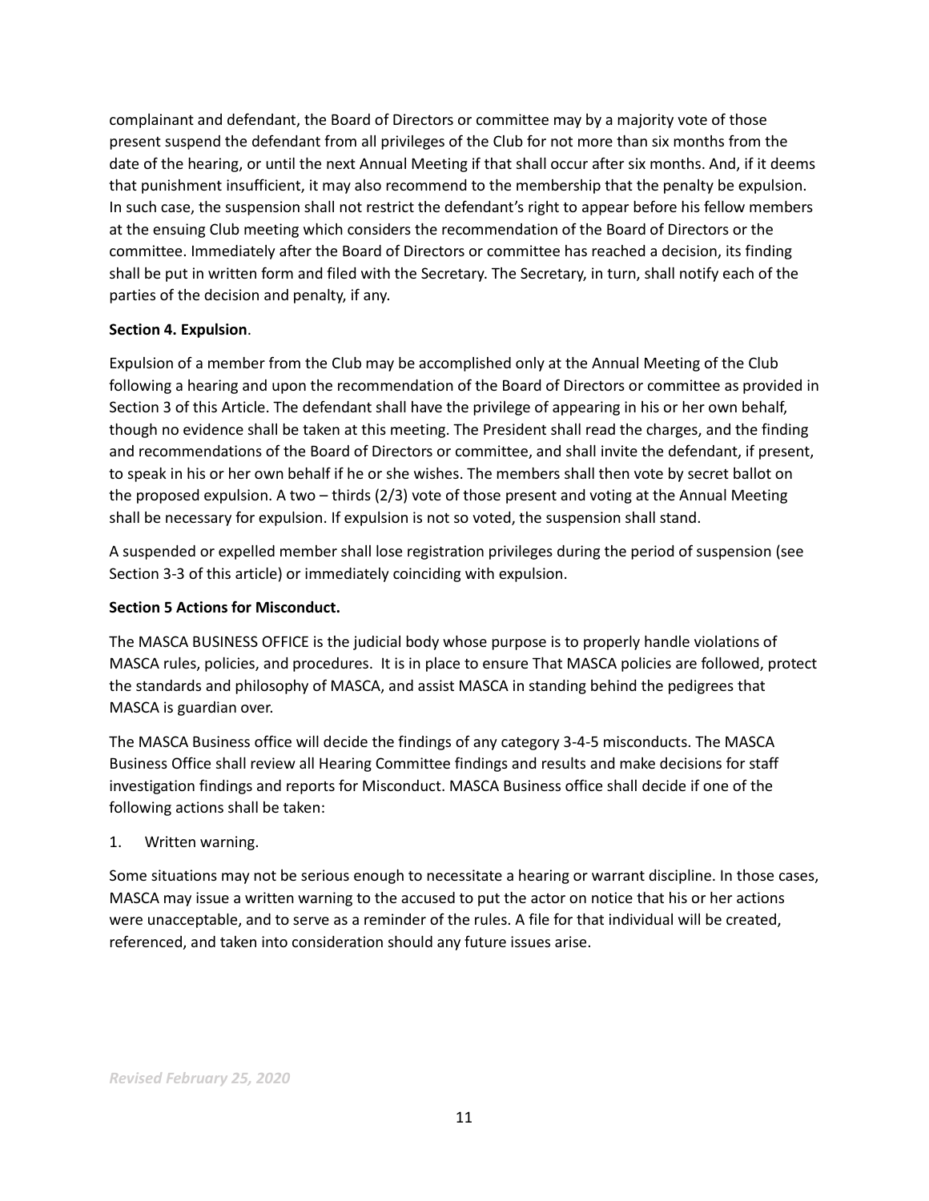complainant and defendant, the Board of Directors or committee may by a majority vote of those present suspend the defendant from all privileges of the Club for not more than six months from the date of the hearing, or until the next Annual Meeting if that shall occur after six months. And, if it deems that punishment insufficient, it may also recommend to the membership that the penalty be expulsion. In such case, the suspension shall not restrict the defendant's right to appear before his fellow members at the ensuing Club meeting which considers the recommendation of the Board of Directors or the committee. Immediately after the Board of Directors or committee has reached a decision, its finding shall be put in written form and filed with the Secretary. The Secretary, in turn, shall notify each of the parties of the decision and penalty, if any.

**Section 4. Expulsion**.

Expulsion of a member from the Club may be accomplished only at the Annual Meeting of the Club following a hearing and upon the recommendation of the Board of Directors or committee as provided in Section 3 of this Article. The defendant shall have the privilege of appearing in his or her own behalf, though no evidence shall be taken at this meeting. The President shall read the charges, and the finding and recommendations of the Board of Directors or committee, and shall invite the defendant, if present, to speak in his or her own behalf if he or she wishes. The members shall then vote by secret ballot on the proposed expulsion. A two – thirds (2/3) vote of those present and voting at the Annual Meeting shall be necessary for expulsion. If expulsion is not so voted, the suspension shall stand.

A suspended or expelled member shall lose registration privileges during the period of suspension (see Section 3-3 of this article) or immediately coinciding with expulsion.

**Section 5 Actions for Misconduct.**

The MASCA BUSINESS OFFICE is the judicial body whose purpose is to properly handle violations of MASCA rules, policies, and procedures. It is in place to ensure That MASCA policies are followed, protect the standards and philosophy of MASCA, and assist MASCA in standing behind the pedigrees that MASCA is guardian over.

The MASCA Business office will decide the findings of any category 3-4-5 misconducts. The MASCA Business Office shall review all Hearing Committee findings and results and make decisions for staff investigation findings and reports for Misconduct. MASCA Business office shall decide if one of the following actions shall be taken:

1. Written warning.

Some situations may not be serious enough to necessitate a hearing or warrant discipline. In those cases, MASCA may issue a written warning to the accused to put the actor on notice that his or her actions were unacceptable, and to serve as a reminder of the rules. A file for that individual will be created, referenced, and taken into consideration should any future issues arise.

*Revised February 25, 2020*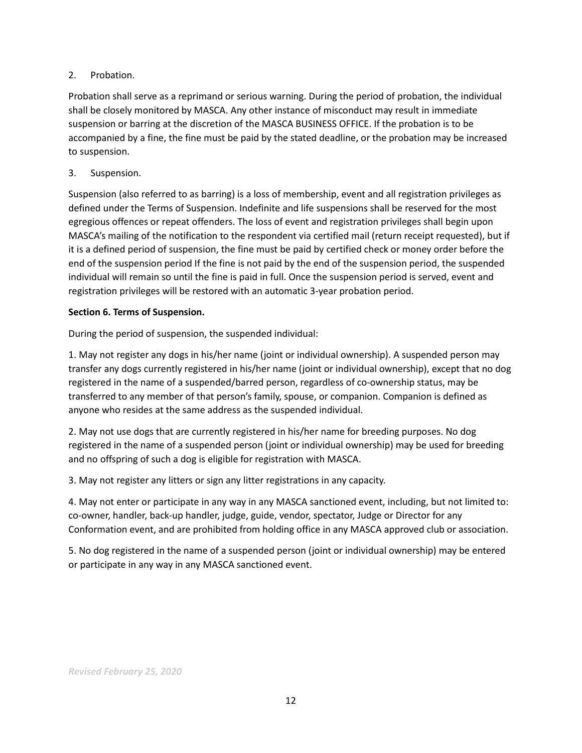2. Probation.

Probation shall serve as a reprimand or serious warning. During the period of probation, the individual shall be closely monitored by MASCA. Any other instance of misconduct may result in immediate suspension or barring at the discretion of the MASCA BUSINESS OFFICE. If the probation is to be accompanied by a fine, the fine must be paid by the stated deadline, or the probation may be increased to suspension.

3. Suspension.

Suspension (also referred to as barring) is a loss of membership, event and all registration privileges as defined under the Terms of Suspension. Indefinite and life suspensions shall be reserved for the most egregious offences or repeat offenders. The loss of event and registration privileges shall begin upon MASCA's mailing of the notification to the respondent via certified mail (return receipt requested), but if it is a defined period of suspension, the fine must be paid by certified check or money order before the end of the suspension period If the fine is not paid by the end of the suspension period, the suspended individual will remain so until the fine is paid in full. Once the suspension period is served, event and registration privileges will be restored with an automatic 3-year probation period.

**Section 6. Terms of Suspension.**

During the period of suspension, the suspended individual:

1. May not register any dogs in his/her name (joint or individual ownership). A suspended person may transfer any dogs currently registered in his/her name (joint or individual ownership), except that no dog registered in the name of a suspended/barred person, regardless of co-ownership status, may be transferred to any member of that person's family, spouse, or companion. Companion is defined as anyone who resides at the same address as the suspended individual.

2. May not use dogs that are currently registered in his/her name for breeding purposes. No dog registered in the name of a suspended person (joint or individual ownership) may be used for breeding and no offspring of such a dog is eligible for registration with MASCA.

3. May not register any litters or sign any litter registrations in any capacity.

4. May not enter or participate in any way in any MASCA sanctioned event, including, but not limited to: co-owner, handler, back-up handler, judge, guide, vendor, spectator, Judge or Director for any Conformation event, and are prohibited from holding office in any MASCA approved club or association.

5. No dog registered in the name of a suspended person (joint or individual ownership) may be entered or participate in any way in any MASCA sanctioned event.

*Revised February 25, 2020*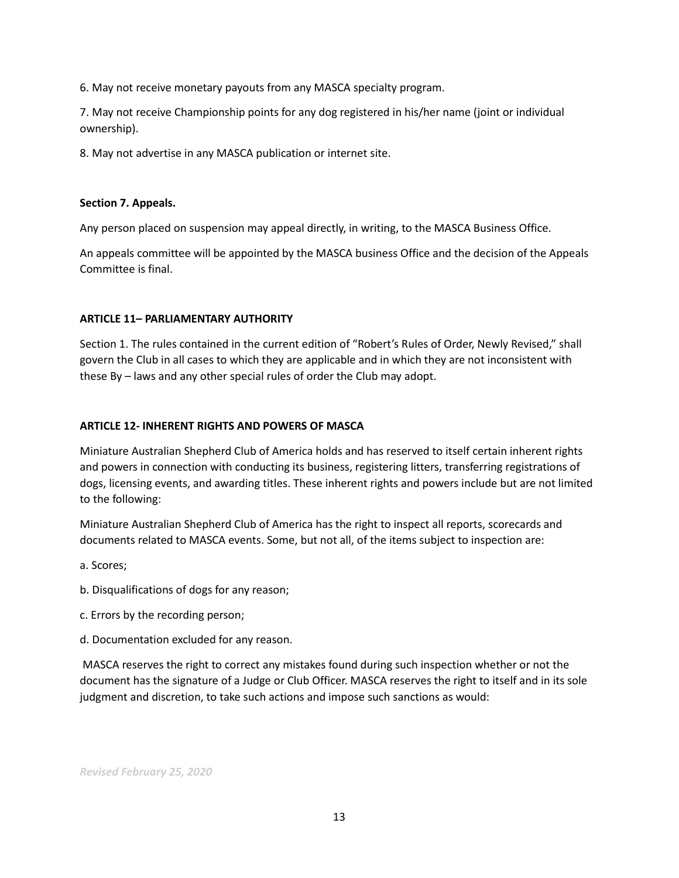6. May not receive monetary payouts from any MASCA specialty program.

7. May not receive Championship points for any dog registered in his/her name (joint or individual ownership).

8. May not advertise in any MASCA publication or internet site.

**Section 7. Appeals.**

Any person placed on suspension may appeal directly, in writing, to the MASCA Business Office.

An appeals committee will be appointed by the MASCA business Office and the decision of the Appeals Committee is final.

**ARTICLE 11– PARLIAMENTARY AUTHORITY**

Section 1. The rules contained in the current edition of "Robert's Rules of Order, Newly Revised," shall govern the Club in all cases to which they are applicable and in which they are not inconsistent with these By – laws and any other special rules of order the Club may adopt.

**ARTICLE 12- INHERENT RIGHTS AND POWERS OF MASCA**

Miniature Australian Shepherd Club of America holds and has reserved to itself certain inherent rights and powers in connection with conducting its business, registering litters, transferring registrations of dogs, licensing events, and awarding titles. These inherent rights and powers include but are not limited to the following:

Miniature Australian Shepherd Club of America has the right to inspect all reports, scorecards and documents related to MASCA events. Some, but not all, of the items subject to inspection are:

a. Scores;

b. Disqualifications of dogs for any reason;

c. Errors by the recording person;

d. Documentation excluded for any reason.

MASCA reserves the right to correct any mistakes found during such inspection whether or not the document has the signature of a Judge or Club Officer. MASCA reserves the right to itself and in its sole judgment and discretion, to take such actions and impose such sanctions as would:

*Revised February 25, 2020*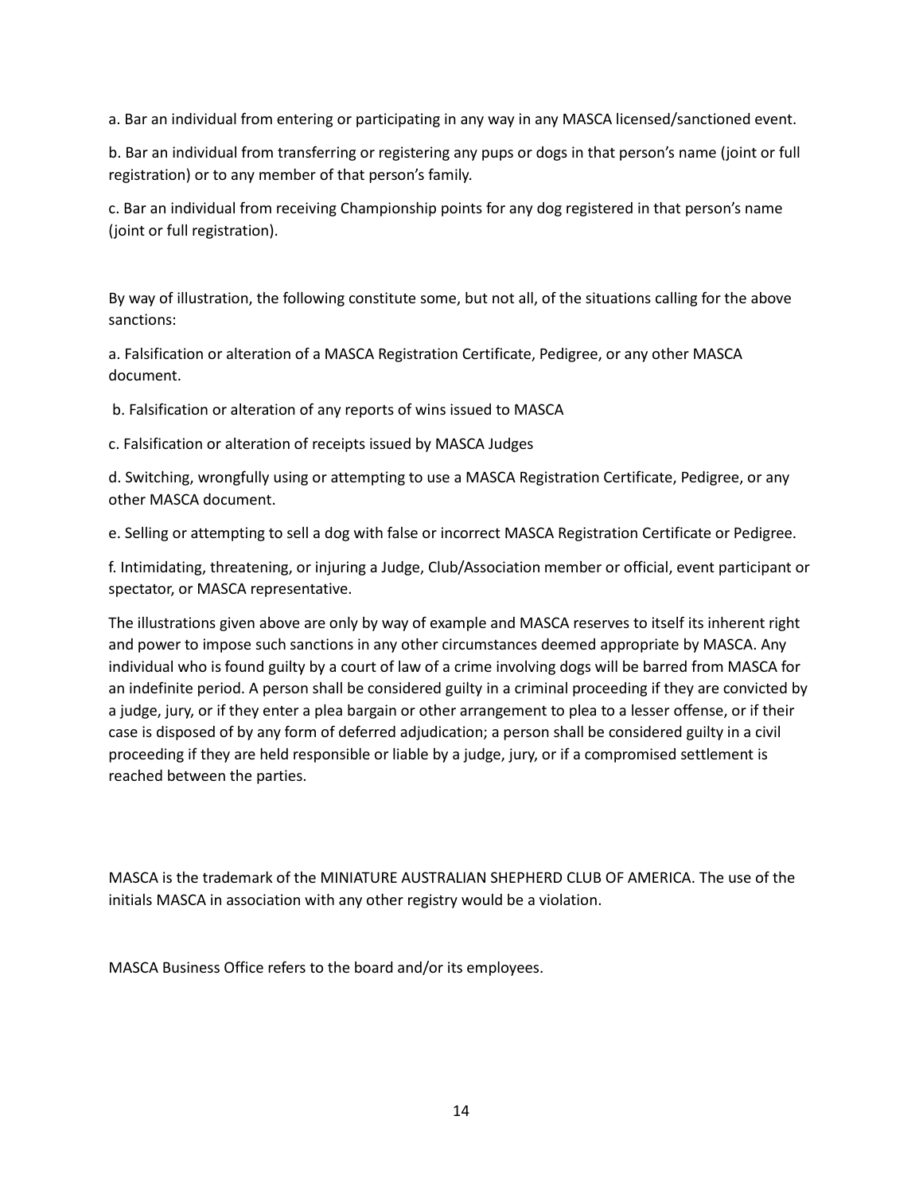a. Bar an individual from entering or participating in any way in any MASCA licensed/sanctioned event.

b. Bar an individual from transferring or registering any pups or dogs in that person's name (joint or full registration) or to any member of that person's family.

c. Bar an individual from receiving Championship points for any dog registered in that person's name (joint or full registration).

By way of illustration, the following constitute some, but not all, of the situations calling for the above sanctions:

a. Falsification or alteration of a MASCA Registration Certificate, Pedigree, or any other MASCA document.

b. Falsification or alteration of any reports of wins issued to MASCA

c. Falsification or alteration of receipts issued by MASCA Judges

d. Switching, wrongfully using or attempting to use a MASCA Registration Certificate, Pedigree, or any other MASCA document.

e. Selling or attempting to sell a dog with false or incorrect MASCA Registration Certificate or Pedigree.

f. Intimidating, threatening, or injuring a Judge, Club/Association member or official, event participant or spectator, or MASCA representative.

The illustrations given above are only by way of example and MASCA reserves to itself its inherent right and power to impose such sanctions in any other circumstances deemed appropriate by MASCA. Any individual who is found guilty by a court of law of a crime involving dogs will be barred from MASCA for an indefinite period. A person shall be considered guilty in a criminal proceeding if they are convicted by a judge, jury, or if they enter a plea bargain or other arrangement to plea to a lesser offense, or if their case is disposed of by any form of deferred adjudication; a person shall be considered guilty in a civil proceeding if they are held responsible or liable by a judge, jury, or if a compromised settlement is reached between the parties.

MASCA is the trademark of the MINIATURE AUSTRALIAN SHEPHERD CLUB OF AMERICA. The use of the initials MASCA in association with any other registry would be a violation.

MASCA Business Office refers to the board and/or its employees.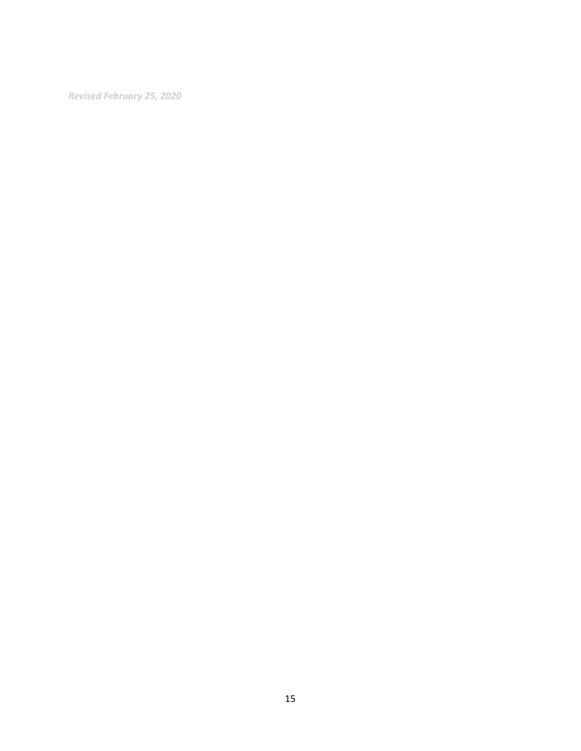*Revised February 25, 2020*